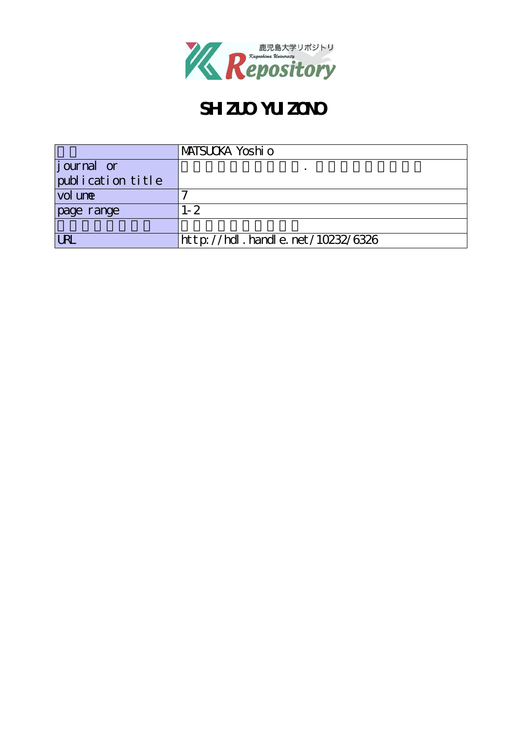# SHIZUO YUIZONO

| | MATSUOKA Yoshio |
| --- | --- |
| journal or publication title | |
| volume | 7 |
| page range | 1-2 |
| | |
| URL | http://hdl.handle.net/10232/6326 |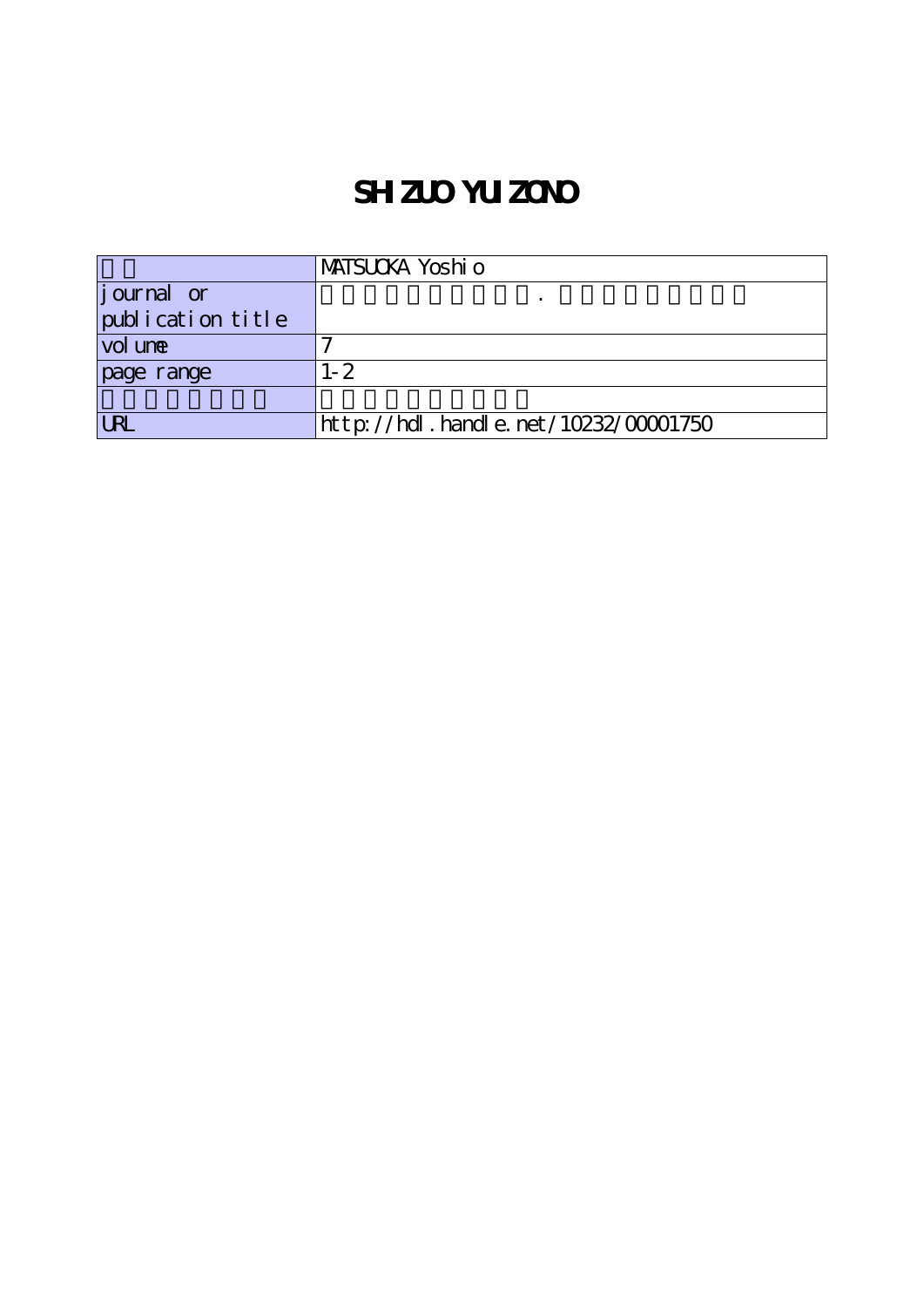# SHIZUO YUIZONO

| | MATSUOKA Yoshio |
|---|---|
| journal or publication title | |
| volume | 7 |
| page range | 1-2 |
| | |
| URL | http://hdl.handle.net/10232/00001750 |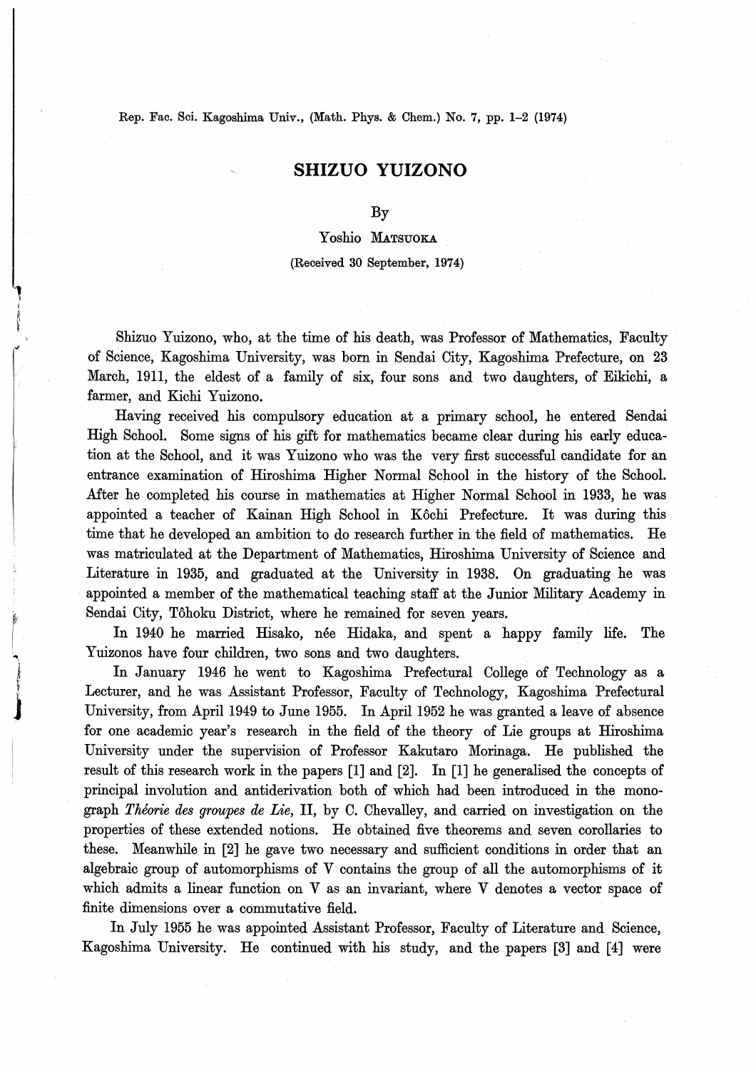# SHIZUO YUIZONO

By

Yoshio MATSUOKA

(Received 30 September, 1974)

Shizuo Yuizono, who, at the time of his death, was Professor of Mathematics, Faculty of Science, Kagoshima University, was born in Sendai City, Kagoshima Prefecture, on 23 March, 1911, the eldest of a family of six, four sons and two daughters, of Eikichi, a farmer, and Kichi Yuizono.

Having received his compulsory education at a primary school, he entered Sendai High School. Some signs of his gift for mathematics became clear during his early education at the School, and it was Yuizono who was the very first successful candidate for an entrance examination of Hiroshima Higher Normal School in the history of the School. After he completed his course in mathematics at Higher Normal School in 1933, he was appointed a teacher of Kainan High School in Kôchi Prefecture. It was during this time that he developed an ambition to do research further in the field of mathematics. He was matriculated at the Department of Mathematics, Hiroshima University of Science and Literature in 1935, and graduated at the University in 1938. On graduating he was appointed a member of the mathematical teaching staff at the Junior Military Academy in Sendai City, Tôhoku District, where he remained for seven years.

In 1940 he married Hisako, née Hidaka, and spent a happy family life. The Yuizonos have four children, two sons and two daughters.

In January 1946 he went to Kagoshima Prefectural College of Technology as a Lecturer, and he was Assistant Professor, Faculty of Technology, Kagoshima Prefectural University, from April 1949 to June 1955. In April 1952 he was granted a leave of absence for one academic year's research in the field of the theory of Lie groups at Hiroshima University under the supervision of Professor Kakutaro Morinaga. He published the result of this research work in the papers [1] and [2]. In [1] he generalised the concepts of principal involution and antiderivation both of which had been introduced in the monograph *Théorie des groupes de Lie*, II, by C. Chevalley, and carried on investigation on the properties of these extended notions. He obtained five theorems and seven corollaries to these. Meanwhile in [2] he gave two necessary and sufficient conditions in order that an algebraic group of automorphisms of V contains the group of all the automorphisms of it which admits a linear function on V as an invariant, where V denotes a vector space of finite dimensions over a commutative field.

In July 1955 he was appointed Assistant Professor, Faculty of Literature and Science, Kagoshima University. He continued with his study, and the papers [3] and [4] were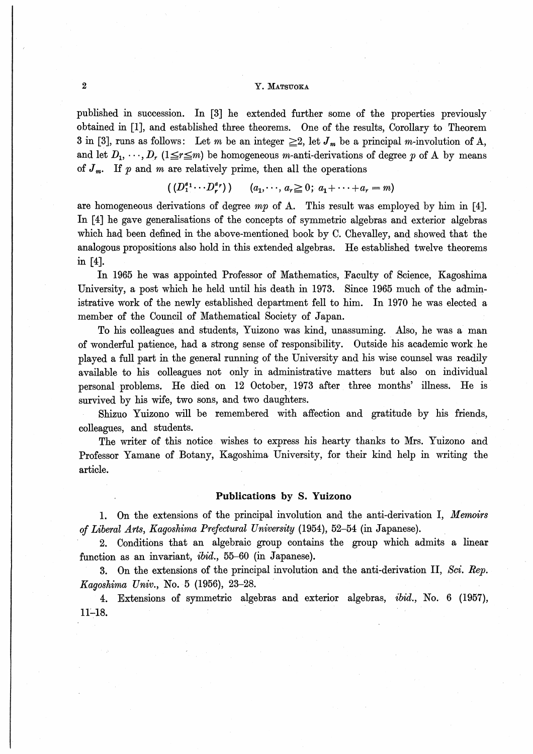published in succession. In [3] he extended further some of the properties previously obtained in [1], and established three theorems. One of the results, Corollary to Theorem 3 in [3], runs as follows: Let $m$ be an integer $\geqq 2$, let $J_m$ be a principal $m$-involution of A, and let $D_1, \cdots, D_r$ $(1 \leqq r \leqq m)$ be homogeneous $m$-anti-derivations of degree $p$ of A by means of $J_m$. If $p$ and $m$ are relatively prime, then all the operations

$$((D_1^{a_1} \cdots D_r^{a_r})) \qquad (a_1, \cdots, a_r \geqq 0;\ a_1 + \cdots + a_r = m)$$

are homogeneous derivations of degree $mp$ of A. This result was employed by him in [4]. In [4] he gave generalisations of the concepts of symmetric algebras and exterior algebras which had been defined in the above-mentioned book by C. Chevalley, and showed that the analogous propositions also hold in this extended algebras. He established twelve theorems in [4].

In 1965 he was appointed Professor of Mathematics, Faculty of Science, Kagoshima University, a post which he held until his death in 1973. Since 1965 much of the administrative work of the newly established department fell to him. In 1970 he was elected a member of the Council of Mathematical Society of Japan.

To his colleagues and students, Yuizono was kind, unassuming. Also, he was a man of wonderful patience, had a strong sense of responsibility. Outside his academic work he played a full part in the general running of the University and his wise counsel was readily available to his colleagues not only in administrative matters but also on individual personal problems. He died on 12 October, 1973 after three months' illness. He is survived by his wife, two sons, and two daughters.

Shizuo Yuizono will be remembered with affection and gratitude by his friends, colleagues, and students.

The writer of this notice wishes to express his hearty thanks to Mrs. Yuizono and Professor Yamane of Botany, Kagoshima University, for their kind help in writing the article.

## Publications by S. Yuizono

1. On the extensions of the principal involution and the anti-derivation I, *Memoirs of Liberal Arts, Kagoshima Prefectural University* (1954), 52–54 (in Japanese).

2. Conditions that an algebraic group contains the group which admits a linear function as an invariant, *ibid.*, 55–60 (in Japanese).

3. On the extensions of the principal involution and the anti-derivation II, *Sci. Rep. Kagoshima Univ.*, No. 5 (1956), 23–28.

4. Extensions of symmetric algebras and exterior algebras, *ibid.*, No. 6 (1957), 11–18.